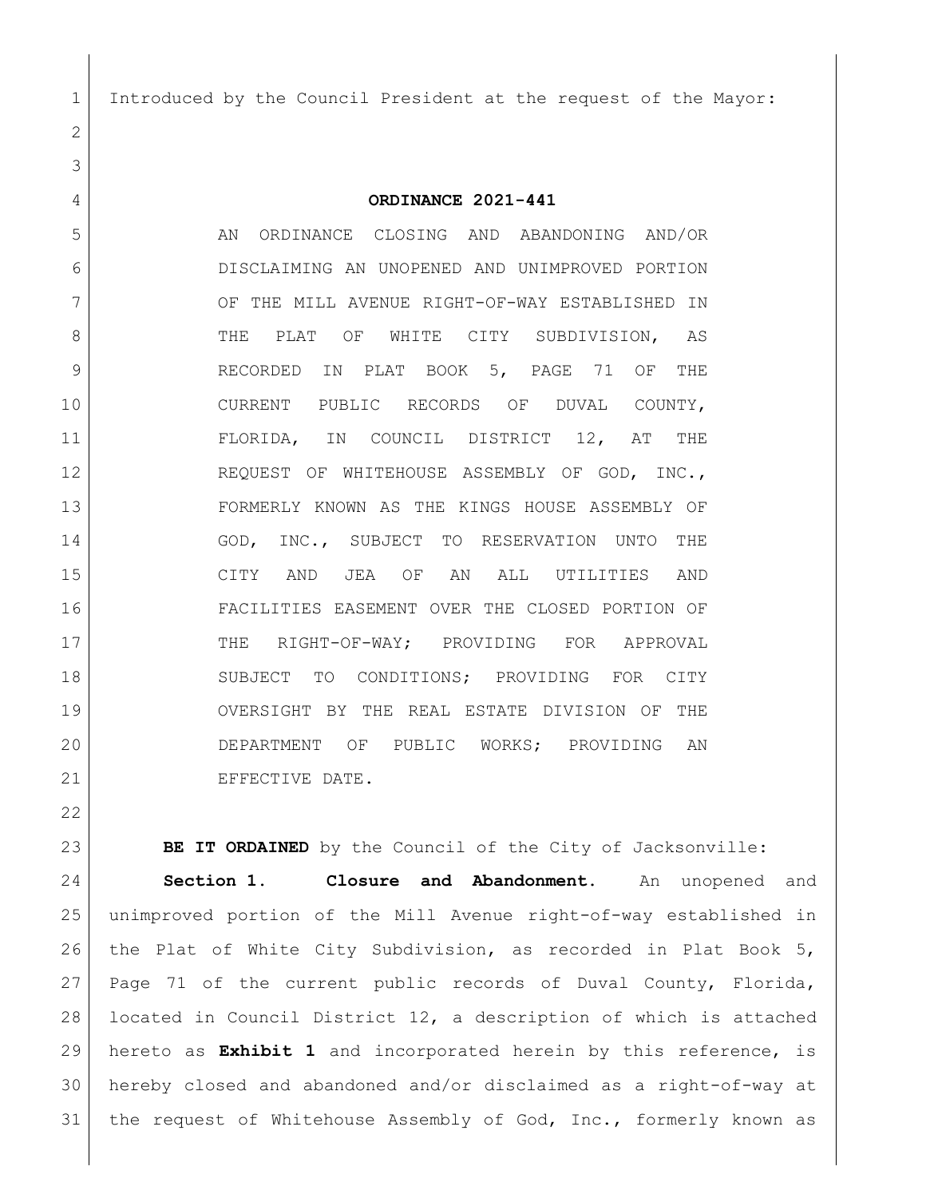Introduced by the Council President at the request of the Mayor:

**ORDINANCE 2021-441**

AN ORDINANCE CLOSING AND ABANDONING AND/OR DISCLAIMING AN UNOPENED AND UNIMPROVED PORTION OF THE MILL AVENUE RIGHT-OF-WAY ESTABLISHED IN THE PLAT OF WHITE CITY SUBDIVISION, AS RECORDED IN PLAT BOOK 5, PAGE 71 OF THE CURRENT PUBLIC RECORDS OF DUVAL COUNTY, FLORIDA, IN COUNCIL DISTRICT 12, AT THE REQUEST OF WHITEHOUSE ASSEMBLY OF GOD, INC., FORMERLY KNOWN AS THE KINGS HOUSE ASSEMBLY OF GOD, INC., SUBJECT TO RESERVATION UNTO THE CITY AND JEA OF AN ALL UTILITIES AND FACILITIES EASEMENT OVER THE CLOSED PORTION OF THE RIGHT-OF-WAY; PROVIDING FOR APPROVAL SUBJECT TO CONDITIONS; PROVIDING FOR CITY OVERSIGHT BY THE REAL ESTATE DIVISION OF THE DEPARTMENT OF PUBLIC WORKS; PROVIDING AN EFFECTIVE DATE.

**BE IT ORDAINED** by the Council of the City of Jacksonville:

**Section 1. Closure and Abandonment.** An unopened and unimproved portion of the Mill Avenue right-of-way established in the Plat of White City Subdivision, as recorded in Plat Book 5, Page 71 of the current public records of Duval County, Florida, located in Council District 12, a description of which is attached hereto as **Exhibit 1** and incorporated herein by this reference, is hereby closed and abandoned and/or disclaimed as a right-of-way at the request of Whitehouse Assembly of God, Inc., formerly known as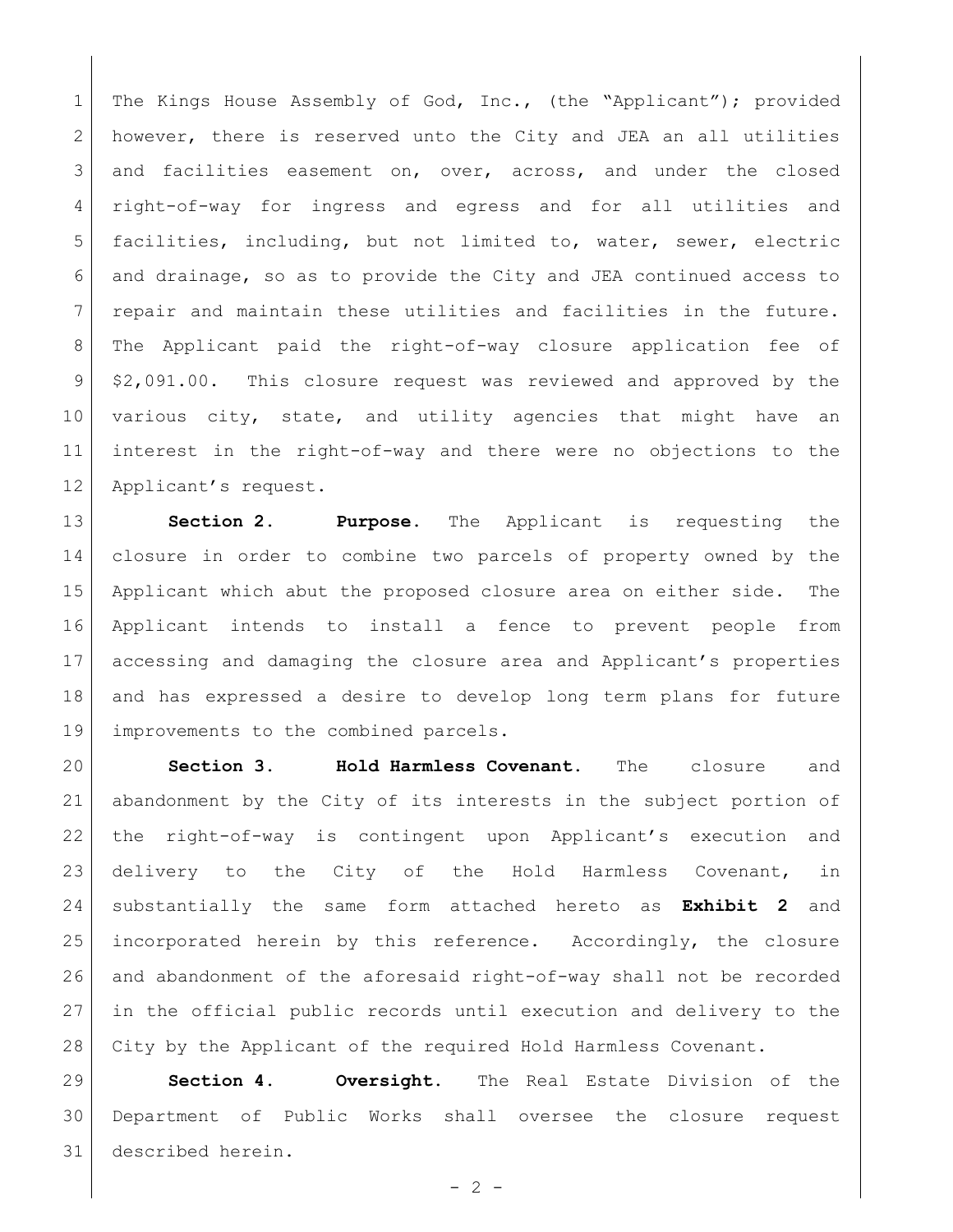The Kings House Assembly of God, Inc., (the "Applicant"); provided however, there is reserved unto the City and JEA an all utilities and facilities easement on, over, across, and under the closed right-of-way for ingress and egress and for all utilities and facilities, including, but not limited to, water, sewer, electric and drainage, so as to provide the City and JEA continued access to repair and maintain these utilities and facilities in the future. The Applicant paid the right-of-way closure application fee of $2,091.00. This closure request was reviewed and approved by the various city, state, and utility agencies that might have an interest in the right-of-way and there were no objections to the Applicant's request.

**Section 2. Purpose.** The Applicant is requesting the closure in order to combine two parcels of property owned by the Applicant which abut the proposed closure area on either side. The Applicant intends to install a fence to prevent people from accessing and damaging the closure area and Applicant's properties and has expressed a desire to develop long term plans for future improvements to the combined parcels.

**Section 3. Hold Harmless Covenant.** The closure and abandonment by the City of its interests in the subject portion of the right-of-way is contingent upon Applicant's execution and delivery to the City of the Hold Harmless Covenant, in substantially the same form attached hereto as **Exhibit 2** and incorporated herein by this reference. Accordingly, the closure and abandonment of the aforesaid right-of-way shall not be recorded in the official public records until execution and delivery to the City by the Applicant of the required Hold Harmless Covenant.

**Section 4. Oversight.** The Real Estate Division of the Department of Public Works shall oversee the closure request described herein.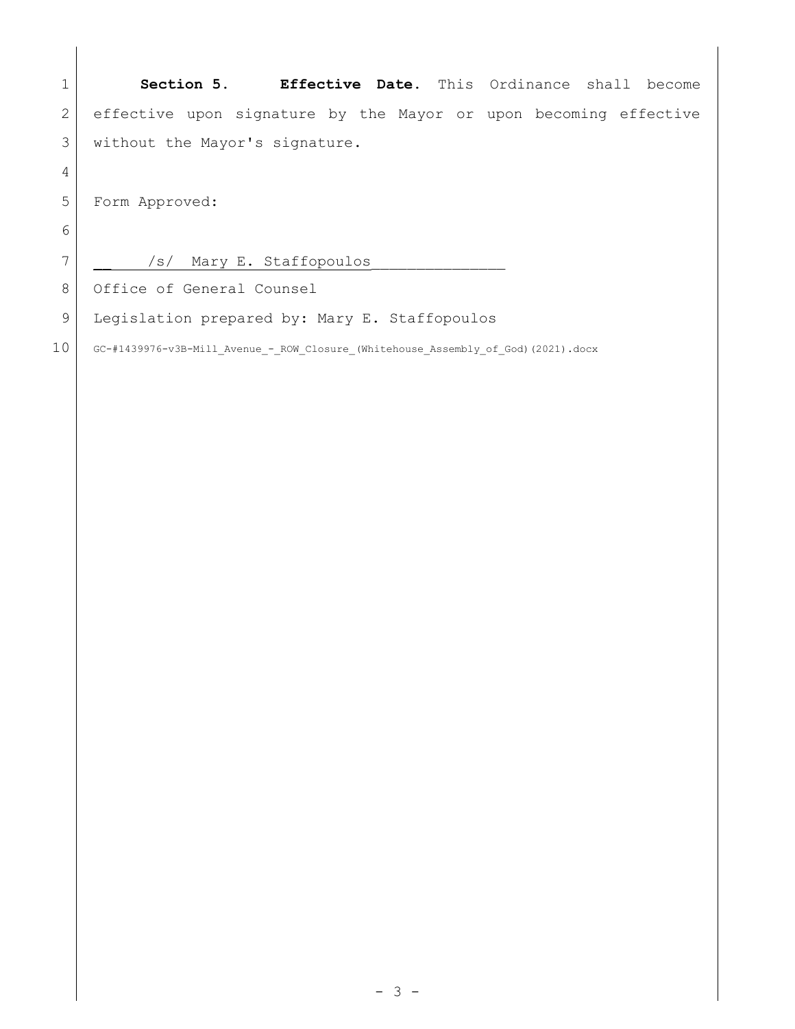**Section 5. Effective Date.** This Ordinance shall become effective upon signature by the Mayor or upon becoming effective without the Mayor's signature.

Form Approved:

/s/ Mary E. Staffopoulos

Office of General Counsel

Legislation prepared by: Mary E. Staffopoulos

GC-#1439976-v3B-Mill_Avenue_-_ROW_Closure_(Whitehouse_Assembly_of_God)(2021).docx